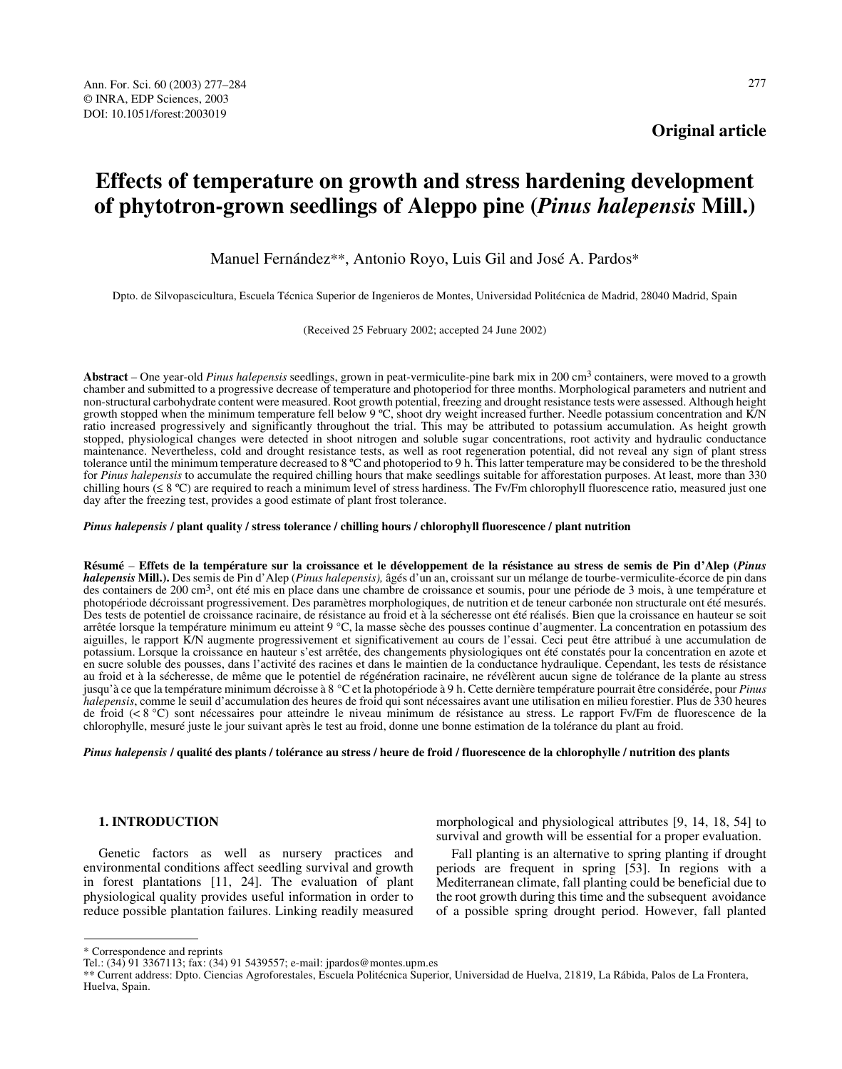Original article

# Effects of temperature on growth and stress hardening development of phytotron-grown seedlings of Aleppo pine (*Pinus halepensis* Mill.)

Manuel Fernández**, Antonio Royo, Luis Gil and José A. Pardos*

Dpto. de Silvopascicultura, Escuela Técnica Superior de Ingenieros de Montes, Universidad Politécnica de Madrid, 28040 Madrid, Spain

(Received 25 February 2002; accepted 24 June 2002)

**Abstract** – One year-old *Pinus halepensis* seedlings, grown in peat-vermiculite-pine bark mix in 200 $cm^3$ containers, were moved to a growth chamber and submitted to a progressive decrease of temperature and photoperiod for three months. Morphological parameters and nutrient and non-structural carbohydrate content were measured. Root growth potential, freezing and drought resistance tests were assessed. Although height growth stopped when the minimum temperature fell below 9 ºC, shoot dry weight increased further. Needle potassium concentration and K/N ratio increased progressively and significantly throughout the trial. This may be attributed to potassium accumulation. As height growth stopped, physiological changes were detected in shoot nitrogen and soluble sugar concentrations, root activity and hydraulic conductance maintenance. Nevertheless, cold and drought resistance tests, as well as root regeneration potential, did not reveal any sign of plant stress tolerance until the minimum temperature decreased to 8 ºC and photoperiod to 9 h. This latter temperature may be considered to be the threshold for *Pinus halepensis* to accumulate the required chilling hours that make seedlings suitable for afforestation purposes. At least, more than 330 chilling hours (≤ 8 ºC) are required to reach a minimum level of stress hardiness. The Fv/Fm chlorophyll fluorescence ratio, measured just one day after the freezing test, provides a good estimate of plant frost tolerance.

***Pinus halepensis* / plant quality / stress tolerance / chilling hours / chlorophyll fluorescence / plant nutrition**

**Résumé** – **Effets de la température sur la croissance et le développement de la résistance au stress de semis de Pin d'Alep (*Pinus halepensis* Mill.).** Des semis de Pin d'Alep (*Pinus halepensis),* âgés d'un an, croissant sur un mélange de tourbe-vermiculite-écorce de pin dans des containers de 200 $cm^3$, ont été mis en place dans une chambre de croissance et soumis, pour une période de 3 mois, à une température et photopériode décroissant progressivement. Des paramètres morphologiques, de nutrition et de teneur carbonée non structurale ont été mesurés. Des tests de potentiel de croissance racinaire, de résistance au froid et à la sécheresse ont été réalisés. Bien que la croissance en hauteur se soit arrêtée lorsque la température minimum eu atteint 9 °C, la masse sèche des pousses continue d'augmenter. La concentration en potassium des aiguilles, le rapport K/N augmente progressivement et significativement au cours de l'essai. Ceci peut être attribué à une accumulation de potassium. Lorsque la croissance en hauteur s'est arrêtée, des changements physiologiques ont été constatés pour la concentration en azote et en sucre soluble des pousses, dans l'activité des racines et dans le maintien de la conductance hydraulique. Cependant, les tests de résistance au froid et à la sécheresse, de même que le potentiel de régénération racinaire, ne révélèrent aucun signe de tolérance de la plante au stress jusqu'à ce que la température minimum décroisse à 8 °C et la photopériode à 9 h. Cette dernière température pourrait être considérée, pour *Pinus halepensis*, comme le seuil d'accumulation des heures de froid qui sont nécessaires avant une utilisation en milieu forestier. Plus de 330 heures de froid (< 8 °C) sont nécessaires pour atteindre le niveau minimum de résistance au stress. Le rapport Fv/Fm de fluorescence de la chlorophylle, mesuré juste le jour suivant après le test au froid, donne une bonne estimation de la tolérance du plant au froid.

***Pinus halepensis* / qualité des plants / tolérance au stress / heure de froid / fluorescence de la chlorophylle / nutrition des plants**

## 1. INTRODUCTION

Genetic factors as well as nursery practices and environmental conditions affect seedling survival and growth in forest plantations [11, 24]. The evaluation of plant physiological quality provides useful information in order to reduce possible plantation failures. Linking readily measured morphological and physiological attributes [9, 14, 18, 54] to survival and growth will be essential for a proper evaluation.

Fall planting is an alternative to spring planting if drought periods are frequent in spring [53]. In regions with a Mediterranean climate, fall planting could be beneficial due to the root growth during this time and the subsequent avoidance of a possible spring drought period. However, fall planted

---

\* Correspondence and reprints
Tel.: (34) 91 3367113; fax: (34) 91 5439557; e-mail: jpardos@montes.upm.es
\** Current address: Dpto. Ciencias Agroforestales, Escuela Politécnica Superior, Universidad de Huelva, 21819, La Rábida, Palos de La Frontera, Huelva, Spain.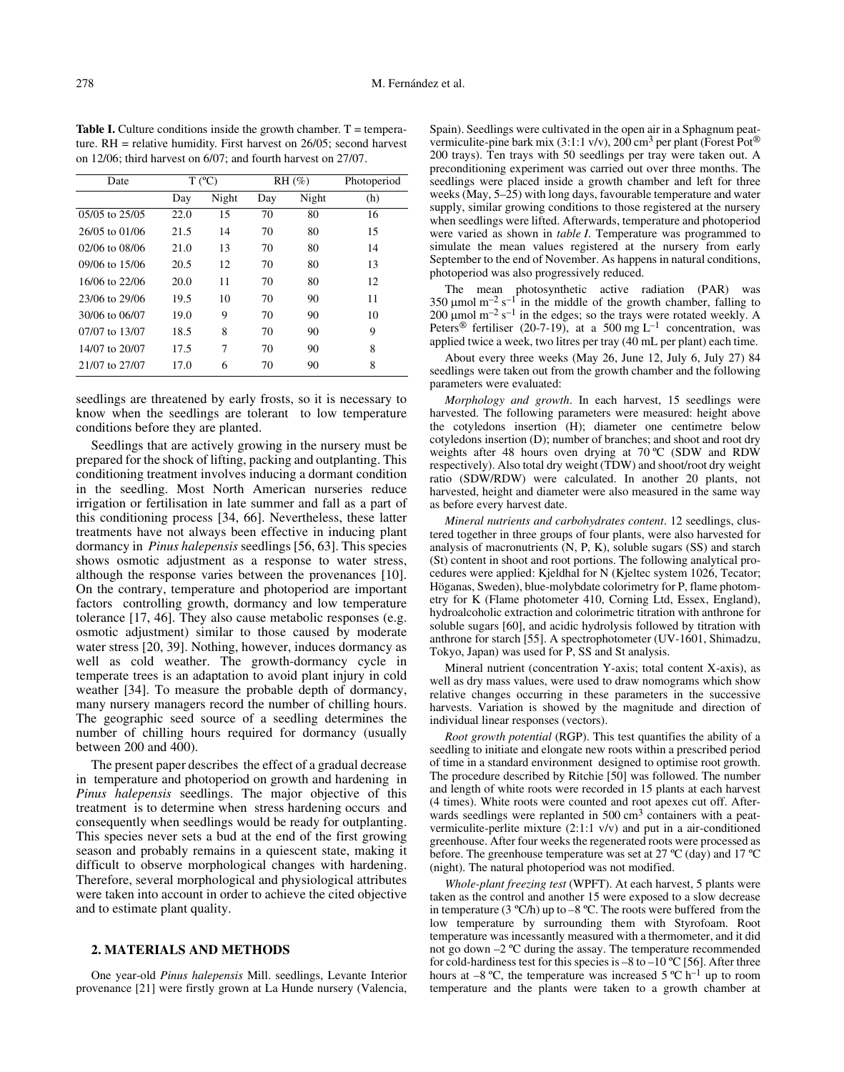**Table I.** Culture conditions inside the growth chamber. T = temperature. RH = relative humidity. First harvest on 26/05; second harvest on 12/06; third harvest on 6/07; and fourth harvest on 27/07.

| Date | T (ºC) | | RH (%) | | Photoperiod |
|---|---|---|---|---|---|
| | Day | Night | Day | Night | (h) |
| 05/05 to 25/05 | 22.0 | 15 | 70 | 80 | 16 |
| 26/05 to 01/06 | 21.5 | 14 | 70 | 80 | 15 |
| 02/06 to 08/06 | 21.0 | 13 | 70 | 80 | 14 |
| 09/06 to 15/06 | 20.5 | 12 | 70 | 80 | 13 |
| 16/06 to 22/06 | 20.0 | 11 | 70 | 80 | 12 |
| 23/06 to 29/06 | 19.5 | 10 | 70 | 90 | 11 |
| 30/06 to 06/07 | 19.0 | 9 | 70 | 90 | 10 |
| 07/07 to 13/07 | 18.5 | 8 | 70 | 90 | 9 |
| 14/07 to 20/07 | 17.5 | 7 | 70 | 90 | 8 |
| 21/07 to 27/07 | 17.0 | 6 | 70 | 90 | 8 |

seedlings are threatened by early frosts, so it is necessary to know when the seedlings are tolerant to low temperature conditions before they are planted.

Seedlings that are actively growing in the nursery must be prepared for the shock of lifting, packing and outplanting. This conditioning treatment involves inducing a dormant condition in the seedling. Most North American nurseries reduce irrigation or fertilisation in late summer and fall as a part of this conditioning process [34, 66]. Nevertheless, these latter treatments have not always been effective in inducing plant dormancy in *Pinus halepensis* seedlings [56, 63]. This species shows osmotic adjustment as a response to water stress, although the response varies between the provenances [10]. On the contrary, temperature and photoperiod are important factors controlling growth, dormancy and low temperature tolerance [17, 46]. They also cause metabolic responses (e.g. osmotic adjustment) similar to those caused by moderate water stress [20, 39]. Nothing, however, induces dormancy as well as cold weather. The growth-dormancy cycle in temperate trees is an adaptation to avoid plant injury in cold weather [34]. To measure the probable depth of dormancy, many nursery managers record the number of chilling hours. The geographic seed source of a seedling determines the number of chilling hours required for dormancy (usually between 200 and 400).

The present paper describes the effect of a gradual decrease in temperature and photoperiod on growth and hardening in *Pinus halepensis* seedlings. The major objective of this treatment is to determine when stress hardening occurs and consequently when seedlings would be ready for outplanting. This species never sets a bud at the end of the first growing season and probably remains in a quiescent state, making it difficult to observe morphological changes with hardening. Therefore, several morphological and physiological attributes were taken into account in order to achieve the cited objective and to estimate plant quality.

## 2. MATERIALS AND METHODS

One year-old *Pinus halepensis* Mill. seedlings, Levante Interior provenance [21] were firstly grown at La Hunde nursery (Valencia, Spain). Seedlings were cultivated in the open air in a Sphagnum peat-vermiculite-pine bark mix (3:1:1 v/v), 200 cm$^3$ per plant (Forest Pot® 200 trays). Ten trays with 50 seedlings per tray were taken out. A preconditioning experiment was carried out over three months. The seedlings were placed inside a growth chamber and left for three weeks (May, 5–25) with long days, favourable temperature and water supply, similar growing conditions to those registered at the nursery when seedlings were lifted. Afterwards, temperature and photoperiod were varied as shown in *table I*. Temperature was programmed to simulate the mean values registered at the nursery from early September to the end of November. As happens in natural conditions, photoperiod was also progressively reduced.

The mean photosynthetic active radiation (PAR) was 350 µmol m$^{-2}$ s$^{-1}$ in the middle of the growth chamber, falling to 200 µmol m$^{-2}$ s$^{-1}$ in the edges; so the trays were rotated weekly. A Peters® fertiliser (20-7-19), at a 500 mg L$^{-1}$ concentration, was applied twice a week, two litres per tray (40 mL per plant) each time.

About every three weeks (May 26, June 12, July 6, July 27) 84 seedlings were taken out from the growth chamber and the following parameters were evaluated:

*Morphology and growth*. In each harvest, 15 seedlings were harvested. The following parameters were measured: height above the cotyledons insertion (H); diameter one centimetre below cotyledons insertion (D); number of branches; and shoot and root dry weights after 48 hours oven drying at 70 ºC (SDW and RDW respectively). Also total dry weight (TDW) and shoot/root dry weight ratio (SDW/RDW) were calculated. In another 20 plants, not harvested, height and diameter were also measured in the same way as before every harvest date.

*Mineral nutrients and carbohydrates content*. 12 seedlings, clustered together in three groups of four plants, were also harvested for analysis of macronutrients (N, P, K), soluble sugars (SS) and starch (St) content in shoot and root portions. The following analytical procedures were applied: Kjeldhal for N (Kjeltec system 1026, Tecator; Höganas, Sweden), blue-molybdate colorimetry for P, flame photometry for K (Flame photometer 410, Corning Ltd, Essex, England), hydroalcoholic extraction and colorimetric titration with anthrone for soluble sugars [60], and acidic hydrolysis followed by titration with anthrone for starch [55]. A spectrophotometer (UV-1601, Shimadzu, Tokyo, Japan) was used for P, SS and St analysis.

Mineral nutrient (concentration Y-axis; total content X-axis), as well as dry mass values, were used to draw nomograms which show relative changes occurring in these parameters in the successive harvests. Variation is showed by the magnitude and direction of individual linear responses (vectors).

*Root growth potential* (RGP). This test quantifies the ability of a seedling to initiate and elongate new roots within a prescribed period of time in a standard environment designed to optimise root growth. The procedure described by Ritchie [50] was followed. The number and length of white roots were recorded in 15 plants at each harvest (4 times). White roots were counted and root apexes cut off. Afterwards seedlings were replanted in 500 cm$^3$ containers with a peat-vermiculite-perlite mixture (2:1:1 v/v) and put in a air-conditioned greenhouse. After four weeks the regenerated roots were processed as before. The greenhouse temperature was set at 27 ºC (day) and 17 ºC (night). The natural photoperiod was not modified.

*Whole-plant freezing test* (WPFT). At each harvest, 5 plants were taken as the control and another 15 were exposed to a slow decrease in temperature (3 ºC/h) up to –8 ºC. The roots were buffered from the low temperature by surrounding them with Styrofoam. Root temperature was incessantly measured with a thermometer, and it did not go down –2 ºC during the assay. The temperature recommended for cold-hardiness test for this species is –8 to –10 ºC [56]. After three hours at –8 ºC, the temperature was increased 5 ºC h$^{-1}$ up to room temperature and the plants were taken to a growth chamber at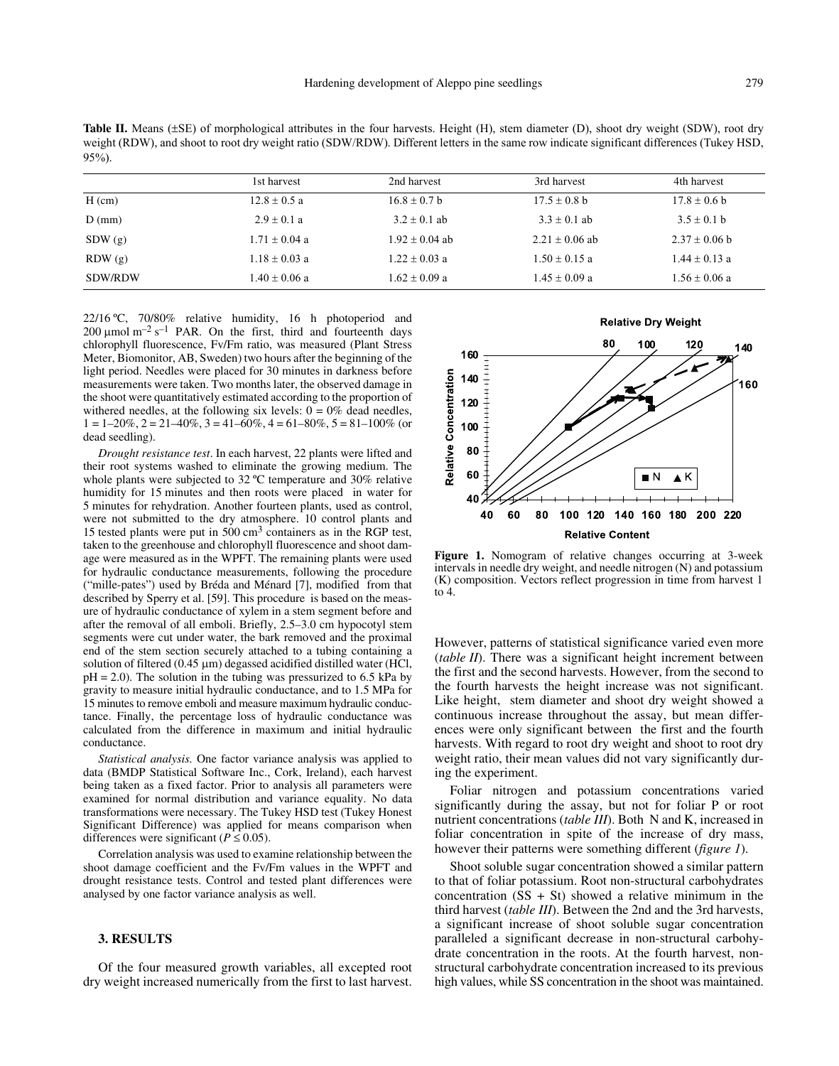**Table II.** Means (±SE) of morphological attributes in the four harvests. Height (H), stem diameter (D), shoot dry weight (SDW), root dry weight (RDW), and shoot to root dry weight ratio (SDW/RDW). Different letters in the same row indicate significant differences (Tukey HSD, 95%).

| | 1st harvest | 2nd harvest | 3rd harvest | 4th harvest |
|---|---|---|---|---|
| H (cm) | 12.8 ± 0.5 a | 16.8 ± 0.7 b | 17.5 ± 0.8 b | 17.8 ± 0.6 b |
| D (mm) | 2.9 ± 0.1 a | 3.2 ± 0.1 ab | 3.3 ± 0.1 ab | 3.5 ± 0.1 b |
| SDW (g) | 1.71 ± 0.04 a | 1.92 ± 0.04 ab | 2.21 ± 0.06 ab | 2.37 ± 0.06 b |
| RDW (g) | 1.18 ± 0.03 a | 1.22 ± 0.03 a | 1.50 ± 0.15 a | 1.44 ± 0.13 a |
| SDW/RDW | 1.40 ± 0.06 a | 1.62 ± 0.09 a | 1.45 ± 0.09 a | 1.56 ± 0.06 a |

22/16 ºC, 70/80% relative humidity, 16 h photoperiod and 200 µmol $m^{-2}$ $s^{-1}$ PAR. On the first, third and fourteenth days chlorophyll fluorescence, Fv/Fm ratio, was measured (Plant Stress Meter, Biomonitor, AB, Sweden) two hours after the beginning of the light period. Needles were placed for 30 minutes in darkness before measurements were taken. Two months later, the observed damage in the shoot were quantitatively estimated according to the proportion of withered needles, at the following six levels: 0 = 0% dead needles, 1 = 1–20%, 2 = 21–40%, 3 = 41–60%, 4 = 61–80%, 5 = 81–100% (or dead seedling).

*Drought resistance test*. In each harvest, 22 plants were lifted and their root systems washed to eliminate the growing medium. The whole plants were subjected to 32 ºC temperature and 30% relative humidity for 15 minutes and then roots were placed in water for 5 minutes for rehydration. Another fourteen plants, used as control, were not submitted to the dry atmosphere. 10 control plants and 15 tested plants were put in 500 $cm^3$ containers as in the RGP test, taken to the greenhouse and chlorophyll fluorescence and shoot damage were measured as in the WPFT. The remaining plants were used for hydraulic conductance measurements, following the procedure ("mille-pates") used by Bréda and Ménard [7], modified from that described by Sperry et al. [59]. This procedure is based on the measure of hydraulic conductance of xylem in a stem segment before and after the removal of all emboli. Briefly, 2.5–3.0 cm hypocotyl stem segments were cut under water, the bark removed and the proximal end of the stem section securely attached to a tubing containing a solution of filtered (0.45 µm) degassed acidified distilled water (HCl, pH = 2.0). The solution in the tubing was pressurized to 6.5 kPa by gravity to measure initial hydraulic conductance, and to 1.5 MPa for 15 minutes to remove emboli and measure maximum hydraulic conductance. Finally, the percentage loss of hydraulic conductance was calculated from the difference in maximum and initial hydraulic conductance.

*Statistical analysis.* One factor variance analysis was applied to data (BMDP Statistical Software Inc., Cork, Ireland), each harvest being taken as a fixed factor. Prior to analysis all parameters were examined for normal distribution and variance equality. No data transformations were necessary. The Tukey HSD test (Tukey Honest Significant Difference) was applied for means comparison when differences were significant ($P \leq 0.05$).

Correlation analysis was used to examine relationship between the shoot damage coefficient and the Fv/Fm values in the WPFT and drought resistance tests. Control and tested plant differences were analysed by one factor variance analysis as well.

## 3. RESULTS

Of the four measured growth variables, all excepted root dry weight increased numerically from the first to last harvest. However, patterns of statistical significance varied even more (*table II*). There was a significant height increment between the first and the second harvests. However, from the second to the fourth harvests the height increase was not significant. Like height, stem diameter and shoot dry weight showed a continuous increase throughout the assay, but mean differences were only significant between the first and the fourth harvests. With regard to root dry weight and shoot to root dry weight ratio, their mean values did not vary significantly during the experiment.

**Figure 1.** Nomogram of relative changes occurring at 3-week intervals in needle dry weight, and needle nitrogen (N) and potassium (K) composition. Vectors reflect progression in time from harvest 1 to 4.

Foliar nitrogen and potassium concentrations varied significantly during the assay, but not for foliar P or root nutrient concentrations (*table III*). Both N and K, increased in foliar concentration in spite of the increase of dry mass, however their patterns were something different (*figure 1*).

Shoot soluble sugar concentration showed a similar pattern to that of foliar potassium. Root non-structural carbohydrates concentration (SS + St) showed a relative minimum in the third harvest (*table III*). Between the 2nd and the 3rd harvests, a significant increase of shoot soluble sugar concentration paralleled a significant decrease in non-structural carbohydrate concentration in the roots. At the fourth harvest, non-structural carbohydrate concentration increased to its previous high values, while SS concentration in the shoot was maintained.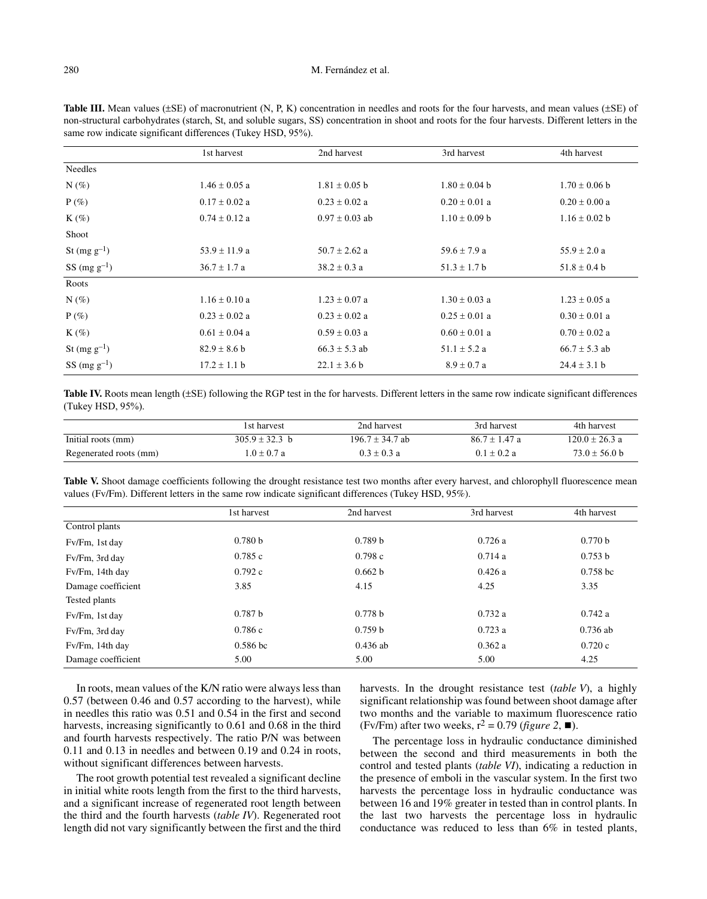**Table III.** Mean values (±SE) of macronutrient (N, P, K) concentration in needles and roots for the four harvests, and mean values (±SE) of non-structural carbohydrates (starch, St, and soluble sugars, SS) concentration in shoot and roots for the four harvests. Different letters in the same row indicate significant differences (Tukey HSD, 95%).

| | 1st harvest | 2nd harvest | 3rd harvest | 4th harvest |
|---|---|---|---|---|
| Needles | | | | |
| N (%) | 1.46 ± 0.05 a | 1.81 ± 0.05 b | 1.80 ± 0.04 b | 1.70 ± 0.06 b |
| P (%) | 0.17 ± 0.02 a | 0.23 ± 0.02 a | 0.20 ± 0.01 a | 0.20 ± 0.00 a |
| K (%) | 0.74 ± 0.12 a | 0.97 ± 0.03 ab | 1.10 ± 0.09 b | 1.16 ± 0.02 b |
| Shoot | | | | |
| St (mg $g^{-1}$) | 53.9 ± 11.9 a | 50.7 ± 2.62 a | 59.6 ± 7.9 a | 55.9 ± 2.0 a |
| SS (mg $g^{-1}$) | 36.7 ± 1.7 a | 38.2 ± 0.3 a | 51.3 ± 1.7 b | 51.8 ± 0.4 b |
| Roots | | | | |
| N (%) | 1.16 ± 0.10 a | 1.23 ± 0.07 a | 1.30 ± 0.03 a | 1.23 ± 0.05 a |
| P (%) | 0.23 ± 0.02 a | 0.23 ± 0.02 a | 0.25 ± 0.01 a | 0.30 ± 0.01 a |
| K (%) | 0.61 ± 0.04 a | 0.59 ± 0.03 a | 0.60 ± 0.01 a | 0.70 ± 0.02 a |
| St (mg $g^{-1}$) | 82.9 ± 8.6 b | 66.3 ± 5.3 ab | 51.1 ± 5.2 a | 66.7 ± 5.3 ab |
| SS (mg $g^{-1}$) | 17.2 ± 1.1 b | 22.1 ± 3.6 b | 8.9 ± 0.7 a | 24.4 ± 3.1 b |

**Table IV.** Roots mean length (±SE) following the RGP test in the for harvests. Different letters in the same row indicate significant differences (Tukey HSD, 95%).

| | 1st harvest | 2nd harvest | 3rd harvest | 4th harvest |
|---|---|---|---|---|
| Initial roots (mm) | 305.9 ± 32.3 b | 196.7 ± 34.7 ab | 86.7 ± 1.47 a | 120.0 ± 26.3 a |
| Regenerated roots (mm) | 1.0 ± 0.7 a | 0.3 ± 0.3 a | 0.1 ± 0.2 a | 73.0 ± 56.0 b |

**Table V.** Shoot damage coefficients following the drought resistance test two months after every harvest, and chlorophyll fluorescence mean values (Fv/Fm). Different letters in the same row indicate significant differences (Tukey HSD, 95%).

| | 1st harvest | 2nd harvest | 3rd harvest | 4th harvest |
|---|---|---|---|---|
| Control plants | | | | |
| Fv/Fm, 1st day | 0.780 b | 0.789 b | 0.726 a | 0.770 b |
| Fv/Fm, 3rd day | 0.785 c | 0.798 c | 0.714 a | 0.753 b |
| Fv/Fm, 14th day | 0.792 c | 0.662 b | 0.426 a | 0.758 bc |
| Damage coefficient | 3.85 | 4.15 | 4.25 | 3.35 |
| Tested plants | | | | |
| Fv/Fm, 1st day | 0.787 b | 0.778 b | 0.732 a | 0.742 a |
| Fv/Fm, 3rd day | 0.786 c | 0.759 b | 0.723 a | 0.736 ab |
| Fv/Fm, 14th day | 0.586 bc | 0.436 ab | 0.362 a | 0.720 c |
| Damage coefficient | 5.00 | 5.00 | 5.00 | 4.25 |

In roots, mean values of the K/N ratio were always less than 0.57 (between 0.46 and 0.57 according to the harvest), while in needles this ratio was 0.51 and 0.54 in the first and second harvests, increasing significantly to 0.61 and 0.68 in the third and fourth harvests respectively. The ratio P/N was between 0.11 and 0.13 in needles and between 0.19 and 0.24 in roots, without significant differences between harvests.

The root growth potential test revealed a significant decline in initial white roots length from the first to the third harvests, and a significant increase of regenerated root length between the third and the fourth harvests (*table IV*). Regenerated root length did not vary significantly between the first and the third harvests. In the drought resistance test (*table V*), a highly significant relationship was found between shoot damage after two months and the variable to maximum fluorescence ratio (Fv/Fm) after two weeks, $r^2 = 0.79$ (*figure 2*, ■).

The percentage loss in hydraulic conductance diminished between the second and third measurements in both the control and tested plants (*table VI*), indicating a reduction in the presence of emboli in the vascular system. In the first two harvests the percentage loss in hydraulic conductance was between 16 and 19% greater in tested than in control plants. In the last two harvests the percentage loss in hydraulic conductance was reduced to less than 6% in tested plants,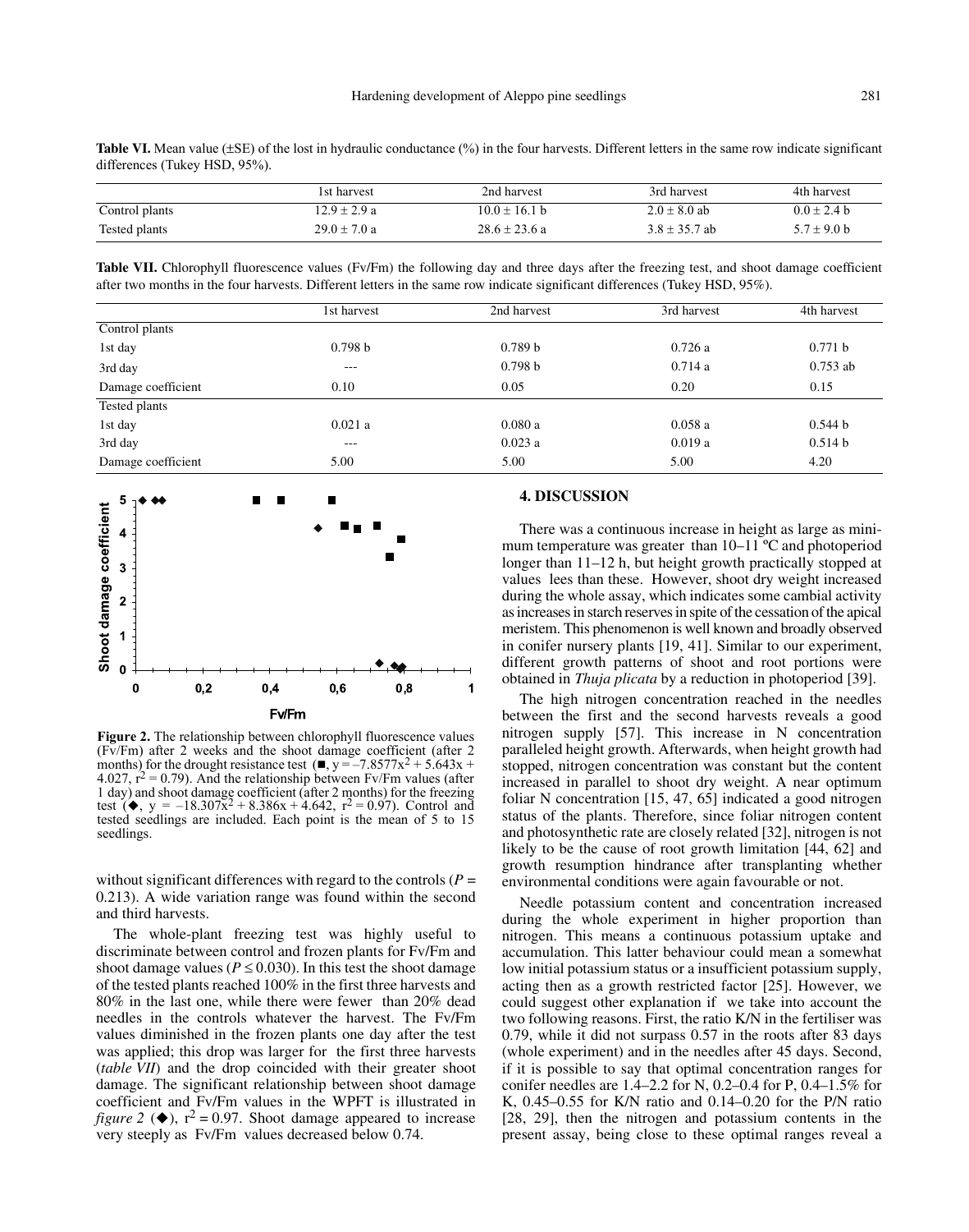**Table VI.** Mean value (±SE) of the lost in hydraulic conductance (%) in the four harvests. Different letters in the same row indicate significant differences (Tukey HSD, 95%).

| | 1st harvest | 2nd harvest | 3rd harvest | 4th harvest |
|---|---|---|---|---|
| Control plants | 12.9 ± 2.9 a | 10.0 ± 16.1 b | 2.0 ± 8.0 ab | 0.0 ± 2.4 b |
| Tested plants | 29.0 ± 7.0 a | 28.6 ± 23.6 a | 3.8 ± 35.7 ab | 5.7 ± 9.0 b |

**Table VII.** Chlorophyll fluorescence values (Fv/Fm) the following day and three days after the freezing test, and shoot damage coefficient after two months in the four harvests. Different letters in the same row indicate significant differences (Tukey HSD, 95%).

| | 1st harvest | 2nd harvest | 3rd harvest | 4th harvest |
|---|---|---|---|---|
| Control plants | | | | |
| 1st day | 0.798 b | 0.789 b | 0.726 a | 0.771 b |
| 3rd day | --- | 0.798 b | 0.714 a | 0.753 ab |
| Damage coefficient | 0.10 | 0.05 | 0.20 | 0.15 |
| Tested plants | | | | |
| 1st day | 0.021 a | 0.080 a | 0.058 a | 0.544 b |
| 3rd day | --- | 0.023 a | 0.019 a | 0.514 b |
| Damage coefficient | 5.00 | 5.00 | 5.00 | 4.20 |

**Figure 2.** The relationship between chlorophyll fluorescence values (Fv/Fm) after 2 weeks and the shoot damage coefficient (after 2 months) for the drought resistance test (■, $y = -7.8577x^2 + 5.643x + 4.027$, $r^2 = 0.79$). And the relationship between Fv/Fm values (after 1 day) and shoot damage coefficient (after 2 months) for the freezing test (◆, $y = -18.307x^2 + 8.386x + 4.642$, $r^2 = 0.97$). Control and tested seedlings are included. Each point is the mean of 5 to 15 seedlings.

without significant differences with regard to the controls ($P = 0.213$). A wide variation range was found within the second and third harvests.

The whole-plant freezing test was highly useful to discriminate between control and frozen plants for Fv/Fm and shoot damage values ($P \leq 0.030$). In this test the shoot damage of the tested plants reached 100% in the first three harvests and 80% in the last one, while there were fewer than 20% dead needles in the controls whatever the harvest. The Fv/Fm values diminished in the frozen plants one day after the test was applied; this drop was larger for the first three harvests (*table VII*) and the drop coincided with their greater shoot damage. The significant relationship between shoot damage coefficient and Fv/Fm values in the WPFT is illustrated in *figure 2* (◆), $r^2 = 0.97$. Shoot damage appeared to increase very steeply as Fv/Fm values decreased below 0.74.

## 4. DISCUSSION

There was a continuous increase in height as large as minimum temperature was greater than 10–11 ºC and photoperiod longer than 11–12 h, but height growth practically stopped at values lees than these. However, shoot dry weight increased during the whole assay, which indicates some cambial activity as increases in starch reserves in spite of the cessation of the apical meristem. This phenomenon is well known and broadly observed in conifer nursery plants [19, 41]. Similar to our experiment, different growth patterns of shoot and root portions were obtained in *Thuja plicata* by a reduction in photoperiod [39].

The high nitrogen concentration reached in the needles between the first and the second harvests reveals a good nitrogen supply [57]. This increase in N concentration paralleled height growth. Afterwards, when height growth had stopped, nitrogen concentration was constant but the content increased in parallel to shoot dry weight. A near optimum foliar N concentration [15, 47, 65] indicated a good nitrogen status of the plants. Therefore, since foliar nitrogen content and photosynthetic rate are closely related [32], nitrogen is not likely to be the cause of root growth limitation [44, 62] and growth resumption hindrance after transplanting whether environmental conditions were again favourable or not.

Needle potassium content and concentration increased during the whole experiment in higher proportion than nitrogen. This means a continuous potassium uptake and accumulation. This latter behaviour could mean a somewhat low initial potassium status or a insufficient potassium supply, acting then as a growth restricted factor [25]. However, we could suggest other explanation if we take into account the two following reasons. First, the ratio K/N in the fertiliser was 0.79, while it did not surpass 0.57 in the roots after 83 days (whole experiment) and in the needles after 45 days. Second, if it is possible to say that optimal concentration ranges for conifer needles are 1.4–2.2 for N, 0.2–0.4 for P, 0.4–1.5% for K, 0.45–0.55 for K/N ratio and 0.14–0.20 for the P/N ratio [28, 29], then the nitrogen and potassium contents in the present assay, being close to these optimal ranges reveal a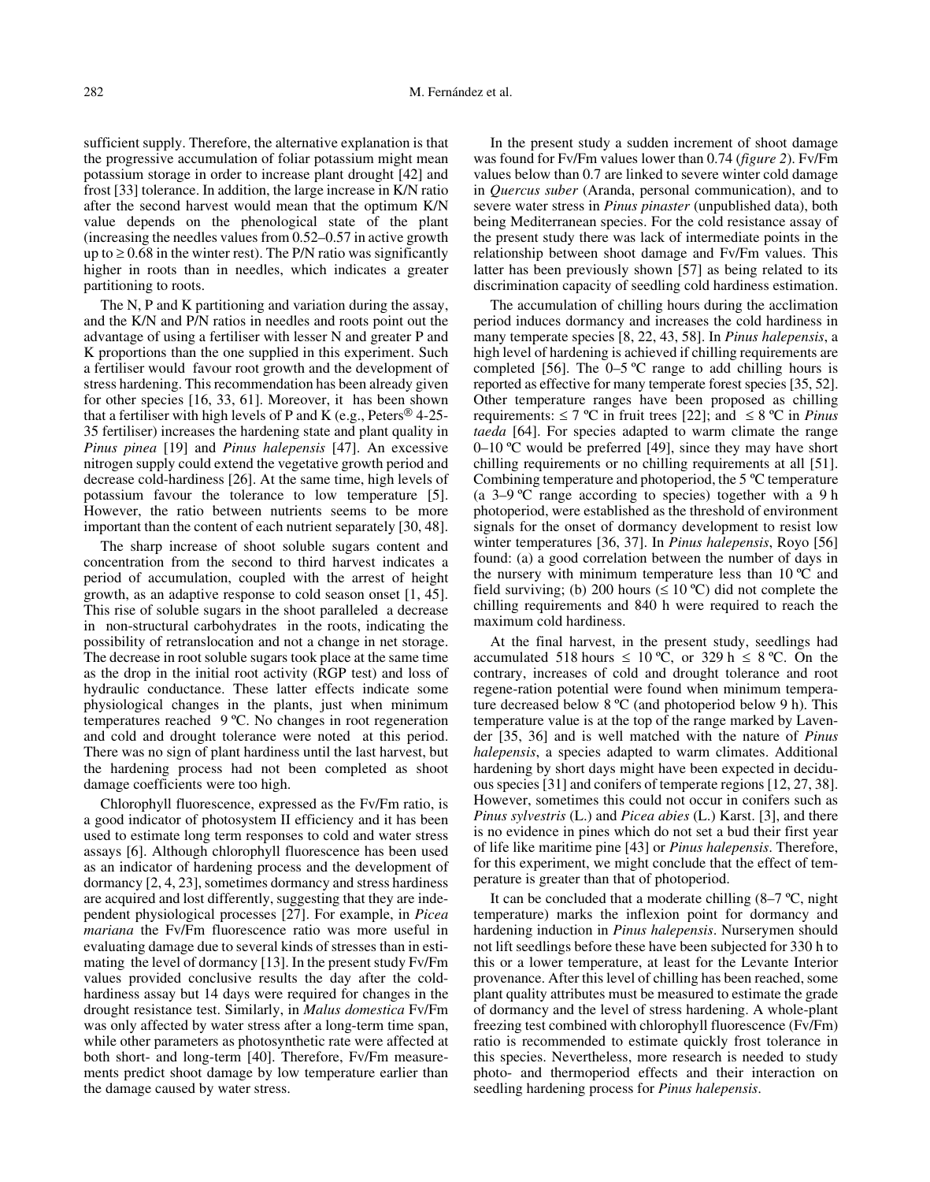sufficient supply. Therefore, the alternative explanation is that the progressive accumulation of foliar potassium might mean potassium storage in order to increase plant drought [42] and frost [33] tolerance. In addition, the large increase in K/N ratio after the second harvest would mean that the optimum K/N value depends on the phenological state of the plant (increasing the needles values from 0.52–0.57 in active growth up to ≥ 0.68 in the winter rest). The P/N ratio was significantly higher in roots than in needles, which indicates a greater partitioning to roots.

The N, P and K partitioning and variation during the assay, and the K/N and P/N ratios in needles and roots point out the advantage of using a fertiliser with lesser N and greater P and K proportions than the one supplied in this experiment. Such a fertiliser would favour root growth and the development of stress hardening. This recommendation has been already given for other species [16, 33, 61]. Moreover, it has been shown that a fertiliser with high levels of P and K (e.g., Peters® 4-25-35 fertiliser) increases the hardening state and plant quality in *Pinus pinea* [19] and *Pinus halepensis* [47]. An excessive nitrogen supply could extend the vegetative growth period and decrease cold-hardiness [26]. At the same time, high levels of potassium favour the tolerance to low temperature [5]. However, the ratio between nutrients seems to be more important than the content of each nutrient separately [30, 48].

The sharp increase of shoot soluble sugars content and concentration from the second to third harvest indicates a period of accumulation, coupled with the arrest of height growth, as an adaptive response to cold season onset [1, 45]. This rise of soluble sugars in the shoot paralleled a decrease in non-structural carbohydrates in the roots, indicating the possibility of retranslocation and not a change in net storage. The decrease in root soluble sugars took place at the same time as the drop in the initial root activity (RGP test) and loss of hydraulic conductance. These latter effects indicate some physiological changes in the plants, just when minimum temperatures reached 9 ºC. No changes in root regeneration and cold and drought tolerance were noted at this period. There was no sign of plant hardiness until the last harvest, but the hardening process had not been completed as shoot damage coefficients were too high.

Chlorophyll fluorescence, expressed as the Fv/Fm ratio, is a good indicator of photosystem II efficiency and it has been used to estimate long term responses to cold and water stress assays [6]. Although chlorophyll fluorescence has been used as an indicator of hardening process and the development of dormancy [2, 4, 23], sometimes dormancy and stress hardiness are acquired and lost differently, suggesting that they are independent physiological processes [27]. For example, in *Picea mariana* the Fv/Fm fluorescence ratio was more useful in evaluating damage due to several kinds of stresses than in estimating the level of dormancy [13]. In the present study Fv/Fm values provided conclusive results the day after the cold-hardiness assay but 14 days were required for changes in the drought resistance test. Similarly, in *Malus domestica* Fv/Fm was only affected by water stress after a long-term time span, while other parameters as photosynthetic rate were affected at both short- and long-term [40]. Therefore, Fv/Fm measurements predict shoot damage by low temperature earlier than the damage caused by water stress.

In the present study a sudden increment of shoot damage was found for Fv/Fm values lower than 0.74 (*figure 2*). Fv/Fm values below than 0.7 are linked to severe winter cold damage in *Quercus suber* (Aranda, personal communication), and to severe water stress in *Pinus pinaster* (unpublished data), both being Mediterranean species. For the cold resistance assay of the present study there was lack of intermediate points in the relationship between shoot damage and Fv/Fm values. This latter has been previously shown [57] as being related to its discrimination capacity of seedling cold hardiness estimation.

The accumulation of chilling hours during the acclimation period induces dormancy and increases the cold hardiness in many temperate species [8, 22, 43, 58]. In *Pinus halepensis*, a high level of hardening is achieved if chilling requirements are completed [56]. The 0–5 ºC range to add chilling hours is reported as effective for many temperate forest species [35, 52]. Other temperature ranges have been proposed as chilling requirements: ≤ 7 ºC in fruit trees [22]; and ≤ 8 ºC in *Pinus taeda* [64]. For species adapted to warm climate the range 0–10 ºC would be preferred [49], since they may have short chilling requirements or no chilling requirements at all [51]. Combining temperature and photoperiod, the 5 ºC temperature (a 3–9 ºC range according to species) together with a 9 h photoperiod, were established as the threshold of environment signals for the onset of dormancy development to resist low winter temperatures [36, 37]. In *Pinus halepensis*, Royo [56] found: (a) a good correlation between the number of days in the nursery with minimum temperature less than 10 ºC and field surviving; (b) 200 hours (≤ 10 ºC) did not complete the chilling requirements and 840 h were required to reach the maximum cold hardiness.

At the final harvest, in the present study, seedlings had accumulated 518 hours ≤ 10 ºC, or 329 h ≤ 8 ºC. On the contrary, increases of cold and drought tolerance and root regene-ration potential were found when minimum temperature decreased below 8 ºC (and photoperiod below 9 h). This temperature value is at the top of the range marked by Lavender [35, 36] and is well matched with the nature of *Pinus halepensis*, a species adapted to warm climates. Additional hardening by short days might have been expected in deciduous species [31] and conifers of temperate regions [12, 27, 38]. However, sometimes this could not occur in conifers such as *Pinus sylvestris* (L.) and *Picea abies* (L.) Karst. [3], and there is no evidence in pines which do not set a bud their first year of life like maritime pine [43] or *Pinus halepensis*. Therefore, for this experiment, we might conclude that the effect of temperature is greater than that of photoperiod.

It can be concluded that a moderate chilling (8–7 ºC, night temperature) marks the inflexion point for dormancy and hardening induction in *Pinus halepensis*. Nurserymen should not lift seedlings before these have been subjected for 330 h to this or a lower temperature, at least for the Levante Interior provenance. After this level of chilling has been reached, some plant quality attributes must be measured to estimate the grade of dormancy and the level of stress hardening. A whole-plant freezing test combined with chlorophyll fluorescence (Fv/Fm) ratio is recommended to estimate quickly frost tolerance in this species. Nevertheless, more research is needed to study photo- and thermoperiod effects and their interaction on seedling hardening process for *Pinus halepensis*.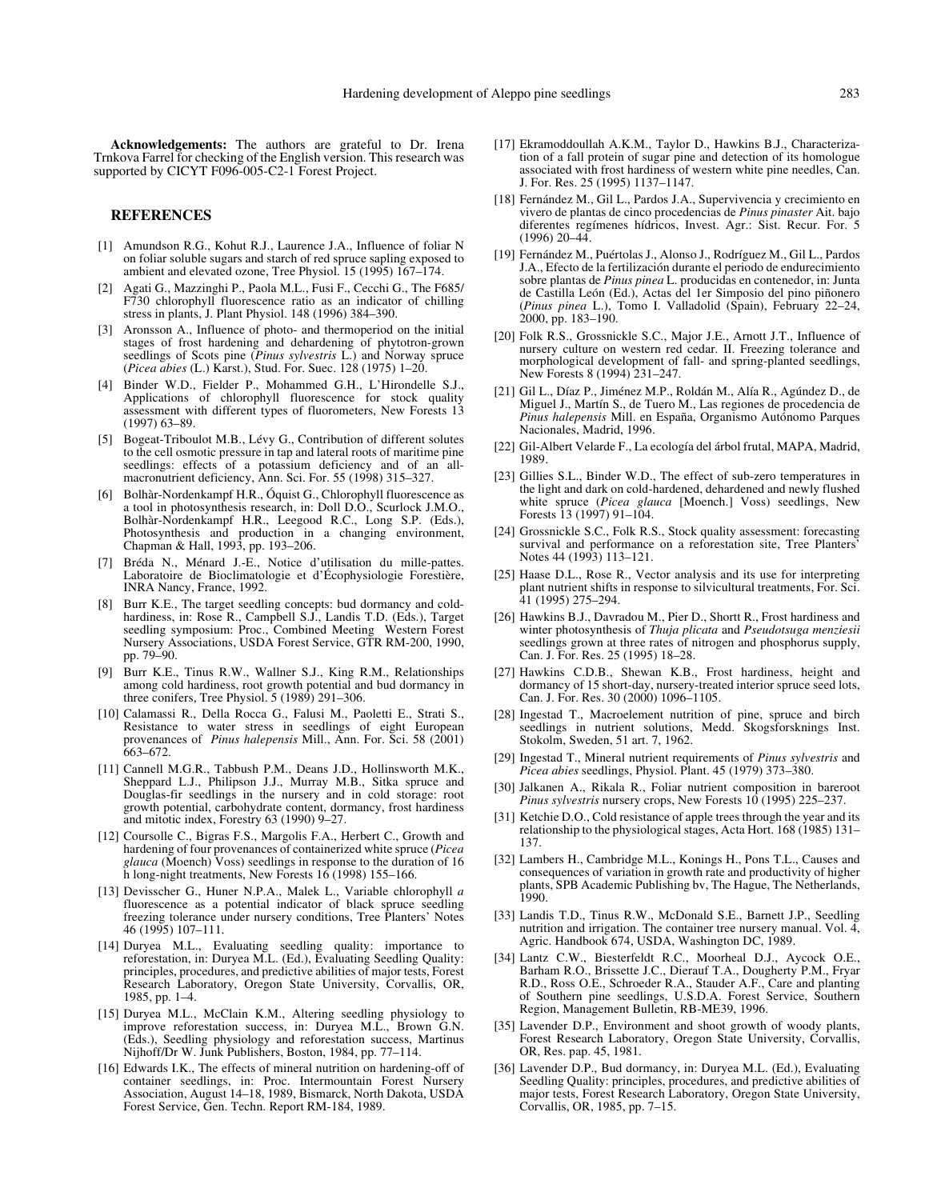**Acknowledgements:** The authors are grateful to Dr. Irena Trnkova Farrel for checking of the English version. This research was supported by CICYT F096-005-C2-1 Forest Project.

## REFERENCES

[1] Amundson R.G., Kohut R.J., Laurence J.A., Influence of foliar N on foliar soluble sugars and starch of red spruce sapling exposed to ambient and elevated ozone, Tree Physiol. 15 (1995) 167–174.

[2] Agati G., Mazzinghi P., Paola M.L., Fusi F., Cecchi G., The F685/F730 chlorophyll fluorescence ratio as an indicator of chilling stress in plants, J. Plant Physiol. 148 (1996) 384–390.

[3] Aronsson A., Influence of photo- and thermoperiod on the initial stages of frost hardening and dehardening of phytotron-grown seedlings of Scots pine (*Pinus sylvestris* L.) and Norway spruce (*Picea abies* (L.) Karst.), Stud. For. Suec. 128 (1975) 1–20.

[4] Binder W.D., Fielder P., Mohammed G.H., L'Hirondelle S.J., Applications of chlorophyll fluorescence for stock quality assessment with different types of fluorometers, New Forests 13 (1997) 63–89.

[5] Bogeat-Triboulot M.B., Lévy G., Contribution of different solutes to the cell osmotic pressure in tap and lateral roots of maritime pine seedlings: effects of a potassium deficiency and of an all-macronutrient deficiency, Ann. Sci. For. 55 (1998) 315–327.

[6] Bolhàr-Nordenkampf H.R., Óquist G., Chlorophyll fluorescence as a tool in photosynthesis research, in: Doll D.O., Scurlock J.M.O., Bolhàr-Nordenkampf H.R., Leegood R.C., Long S.P. (Eds.), Photosynthesis and production in a changing environment, Chapman & Hall, 1993, pp. 193–206.

[7] Bréda N., Ménard J.-E., Notice d'utilisation du mille-pattes. Laboratoire de Bioclimatologie et d'Écophysiologie Forestière, INRA Nancy, France, 1992.

[8] Burr K.E., The target seedling concepts: bud dormancy and cold-hardiness, in: Rose R., Campbell S.J., Landis T.D. (Eds.), Target seedling symposium: Proc., Combined Meeting Western Forest Nursery Associations, USDA Forest Service, GTR RM-200, 1990, pp. 79–90.

[9] Burr K.E., Tinus R.W., Wallner S.J., King R.M., Relationships among cold hardiness, root growth potential and bud dormancy in three conifers, Tree Physiol. 5 (1989) 291–306.

[10] Calamassi R., Della Rocca G., Falusi M., Paoletti E., Strati S., Resistance to water stress in seedlings of eight European provenances of *Pinus halepensis* Mill., Ann. For. Sci. 58 (2001) 663–672.

[11] Cannell M.G.R., Tabbush P.M., Deans J.D., Hollinsworth M.K., Sheppard L.J., Philipson J.J., Murray M.B., Sitka spruce and Douglas-fir seedlings in the nursery and in cold storage: root growth potential, carbohydrate content, dormancy, frost hardiness and mitotic index, Forestry 63 (1990) 9–27.

[12] Coursolle C., Bigras F.S., Margolis F.A., Herbert C., Growth and hardening of four provenances of containerized white spruce (*Picea glauca* (Moench) Voss) seedlings in response to the duration of 16 h long-night treatments, New Forests 16 (1998) 155–166.

[13] Devisscher G., Huner N.P.A., Malek L., Variable chlorophyll *a* fluorescence as a potential indicator of black spruce seedling freezing tolerance under nursery conditions, Tree Planters' Notes 46 (1995) 107–111.

[14] Duryea M.L., Evaluating seedling quality: importance to reforestation, in: Duryea M.L. (Ed.), Evaluating Seedling Quality: principles, procedures, and predictive abilities of major tests, Forest Research Laboratory, Oregon State University, Corvallis, OR, 1985, pp. 1–4.

[15] Duryea M.L., McClain K.M., Altering seedling physiology to improve reforestation success, in: Duryea M.L., Brown G.N. (Eds.), Seedling physiology and reforestation success, Martinus Nijhoff/Dr W. Junk Publishers, Boston, 1984, pp. 77–114.

[16] Edwards I.K., The effects of mineral nutrition on hardening-off of container seedlings, in: Proc. Intermountain Forest Nursery Association, August 14–18, 1989, Bismarck, North Dakota, USDA Forest Service, Gen. Techn. Report RM-184, 1989.

[17] Ekramoddoullah A.K.M., Taylor D., Hawkins B.J., Characterization of a fall protein of sugar pine and detection of its homologue associated with frost hardiness of western white pine needles, Can. J. For. Res. 25 (1995) 1137–1147.

[18] Fernández M., Gil L., Pardos J.A., Supervivencia y crecimiento en vivero de plantas de cinco procedencias de *Pinus pinaster* Ait. bajo diferentes regímenes hídricos, Invest. Agr.: Sist. Recur. For. 5 (1996) 20–44.

[19] Fernández M., Puértolas J., Alonso J., Rodríguez M., Gil L., Pardos J.A., Efecto de la fertilización durante el periodo de endurecimiento sobre plantas de *Pinus pinea* L. producidas en contenedor, in: Junta de Castilla León (Ed.), Actas del 1er Simposio del pino piñonero (*Pinus pinea* L.), Tomo I. Valladolid (Spain), February 22–24, 2000, pp. 183–190.

[20] Folk R.S., Grossnickle S.C., Major J.E., Arnott J.T., Influence of nursery culture on western red cedar. II. Freezing tolerance and morphological development of fall- and spring-planted seedlings, New Forests 8 (1994) 231–247.

[21] Gil L., Díaz P., Jiménez M.P., Roldán M., Alía R., Agúndez D., de Miguel J., Martín S., de Tuero M., Las regiones de procedencia de *Pinus halepensis* Mill. en España, Organismo Autónomo Parques Nacionales, Madrid, 1996.

[22] Gil-Albert Velarde F., La ecología del árbol frutal, MAPA, Madrid, 1989.

[23] Gillies S.L., Binder W.D., The effect of sub-zero temperatures in the light and dark on cold-hardened, dehardened and newly flushed white spruce (*Picea glauca* [Moench.] Voss) seedlings, New Forests 13 (1997) 91–104.

[24] Grossnickle S.C., Folk R.S., Stock quality assessment: forecasting survival and performance on a reforestation site, Tree Planters' Notes 44 (1993) 113–121.

[25] Haase D.L., Rose R., Vector analysis and its use for interpreting plant nutrient shifts in response to silvicultural treatments, For. Sci. 41 (1995) 275–294.

[26] Hawkins B.J., Davradou M., Pier D., Shortt R., Frost hardiness and winter photosynthesis of *Thuja plicata* and *Pseudotsuga menziesii* seedlings grown at three rates of nitrogen and phosphorus supply, Can. J. For. Res. 25 (1995) 18–28.

[27] Hawkins C.D.B., Shewan K.B., Frost hardiness, height and dormancy of 15 short-day, nursery-treated interior spruce seed lots, Can. J. For. Res. 30 (2000) 1096–1105.

[28] Ingestad T., Macroelement nutrition of pine, spruce and birch seedlings in nutrient solutions, Medd. Skogsforsknings Inst. Stokolm, Sweden, 51 art. 7, 1962.

[29] Ingestad T., Mineral nutrient requirements of *Pinus sylvestris* and *Picea abies* seedlings, Physiol. Plant. 45 (1979) 373–380.

[30] Jalkanen A., Rikala R., Foliar nutrient composition in bareroot *Pinus sylvestris* nursery crops, New Forests 10 (1995) 225–237.

[31] Ketchie D.O., Cold resistance of apple trees through the year and its relationship to the physiological stages, Acta Hort. 168 (1985) 131–137.

[32] Lambers H., Cambridge M.L., Konings H., Pons T.L., Causes and consequences of variation in growth rate and productivity of higher plants, SPB Academic Publishing bv, The Hague, The Netherlands, 1990.

[33] Landis T.D., Tinus R.W., McDonald S.E., Barnett J.P., Seedling nutrition and irrigation. The container tree nursery manual. Vol. 4, Agric. Handbook 674, USDA, Washington DC, 1989.

[34] Lantz C.W., Biesterfeldt R.C., Moorheal D.J., Aycock O.E., Barham R.O., Brissette J.C., Dierauf T.A., Dougherty P.M., Fryar R.D., Ross O.E., Schroeder R.A., Stauder A.F., Care and planting of Southern pine seedlings, U.S.D.A. Forest Service, Southern Region, Management Bulletin, RB-ME39, 1996.

[35] Lavender D.P., Environment and shoot growth of woody plants, Forest Research Laboratory, Oregon State University, Corvallis, OR, Res. pap. 45, 1981.

[36] Lavender D.P., Bud dormancy, in: Duryea M.L. (Ed.), Evaluating Seedling Quality: principles, procedures, and predictive abilities of major tests, Forest Research Laboratory, Oregon State University, Corvallis, OR, 1985, pp. 7–15.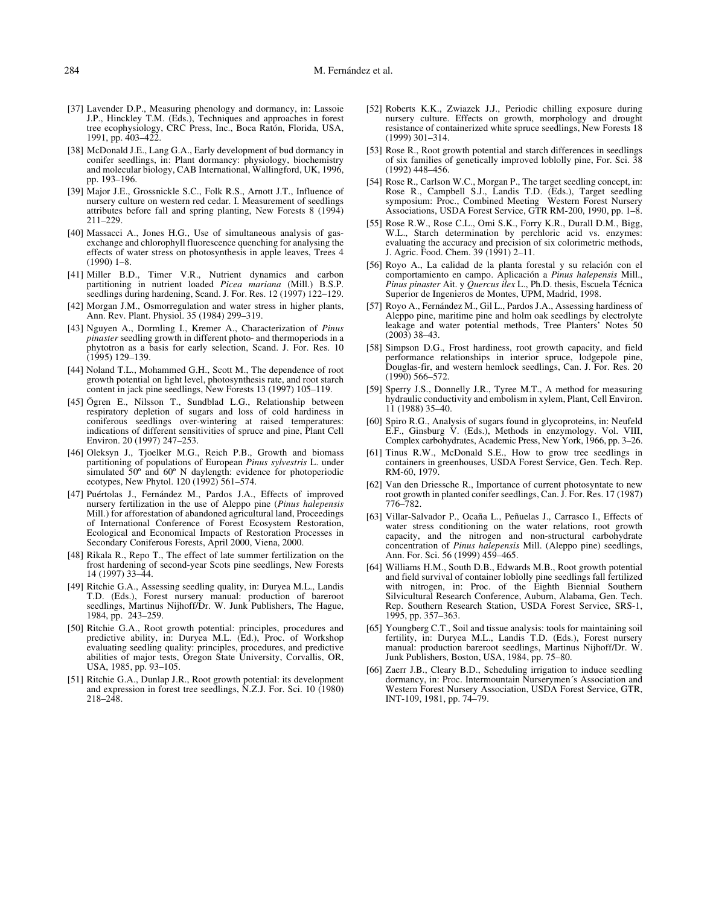[37] Lavender D.P., Measuring phenology and dormancy, in: Lassoie J.P., Hinckley T.M. (Eds.), Techniques and approaches in forest tree ecophysiology, CRC Press, Inc., Boca Ratón, Florida, USA, 1991, pp. 403–422.

[38] McDonald J.E., Lang G.A., Early development of bud dormancy in conifer seedlings, in: Plant dormancy: physiology, biochemistry and molecular biology, CAB International, Wallingford, UK, 1996, pp. 193–196.

[39] Major J.E., Grossnickle S.C., Folk R.S., Arnott J.T., Influence of nursery culture on western red cedar. I. Measurement of seedlings attributes before fall and spring planting, New Forests 8 (1994) 211–229.

[40] Massacci A., Jones H.G., Use of simultaneous analysis of gas-exchange and chlorophyll fluorescence quenching for analysing the effects of water stress on photosynthesis in apple leaves, Trees 4 (1990) 1–8.

[41] Miller B.D., Timer V.R., Nutrient dynamics and carbon partitioning in nutrient loaded *Picea mariana* (Mill.) B.S.P. seedlings during hardening, Scand. J. For. Res. 12 (1997) 122–129.

[42] Morgan J.M., Osmorregulation and water stress in higher plants, Ann. Rev. Plant. Physiol. 35 (1984) 299–319.

[43] Nguyen A., Dormling I., Kremer A., Characterization of *Pinus pinaster* seedling growth in different photo- and thermoperiods in a phytotron as a basis for early selection, Scand. J. For. Res. 10 (1995) 129–139.

[44] Noland T.L., Mohammed G.H., Scott M., The dependence of root growth potential on light level, photosynthesis rate, and root starch content in jack pine seedlings, New Forests 13 (1997) 105–119.

[45] Ögren E., Nilsson T., Sundblad L.G., Relationship between respiratory depletion of sugars and loss of cold hardiness in coniferous seedlings over-wintering at raised temperatures: indications of different sensitivities of spruce and pine, Plant Cell Environ. 20 (1997) 247–253.

[46] Oleksyn J., Tjoelker M.G., Reich P.B., Growth and biomass partitioning of populations of European *Pinus sylvestris* L. under simulated 50º and 60º N daylength: evidence for photoperiodic ecotypes, New Phytol. 120 (1992) 561–574.

[47] Puértolas J., Fernández M., Pardos J.A., Effects of improved nursery fertilization in the use of Aleppo pine (*Pinus halepensis* Mill.) for afforestation of abandoned agricultural land, Proceedings of International Conference of Forest Ecosystem Restoration, Ecological and Economical Impacts of Restoration Processes in Secondary Coniferous Forests, April 2000, Viena, 2000.

[48] Rikala R., Repo T., The effect of late summer fertilization on the frost hardening of second-year Scots pine seedlings, New Forests 14 (1997) 33–44.

[49] Ritchie G.A., Assessing seedling quality, in: Duryea M.L., Landis T.D. (Eds.), Forest nursery manual: production of bareroot seedlings, Martinus Nijhoff/Dr. W. Junk Publishers, The Hague, 1984, pp. 243–259.

[50] Ritchie G.A., Root growth potential: principles, procedures and predictive ability, in: Duryea M.L. (Ed.), Proc. of Workshop evaluating seedling quality: principles, procedures, and predictive abilities of major tests, Oregon State University, Corvallis, OR, USA, 1985, pp. 93–105.

[51] Ritchie G.A., Dunlap J.R., Root growth potential: its development and expression in forest tree seedlings, N.Z.J. For. Sci. 10 (1980) 218–248.

[52] Roberts K.K., Zwiazek J.J., Periodic chilling exposure during nursery culture. Effects on growth, morphology and drought resistance of containerized white spruce seedlings, New Forests 18 (1999) 301–314.

[53] Rose R., Root growth potential and starch differences in seedlings of six families of genetically improved loblolly pine, For. Sci. 38 (1992) 448–456.

[54] Rose R., Carlson W.C., Morgan P., The target seedling concept, in: Rose R., Campbell S.J., Landis T.D. (Eds.), Target seedling symposium: Proc., Combined Meeting Western Forest Nursery Associations, USDA Forest Service, GTR RM-200, 1990, pp. 1–8.

[55] Rose R.W., Rose C.L., Omi S.K., Forry K.R., Durall D.M., Bigg, W.L., Starch determination by perchloric acid vs. enzymes: evaluating the accuracy and precision of six colorimetric methods, J. Agric. Food. Chem. 39 (1991) 2–11.

[56] Royo A., La calidad de la planta forestal y su relación con el comportamiento en campo. Aplicación a *Pinus halepensis* Mill., *Pinus pinaster* Ait. y *Quercus ilex* L., Ph.D. thesis, Escuela Técnica Superior de Ingenieros de Montes, UPM, Madrid, 1998.

[57] Royo A., Fernández M., Gil L., Pardos J.A., Assessing hardiness of Aleppo pine, maritime pine and holm oak seedlings by electrolyte leakage and water potential methods, Tree Planters' Notes 50 (2003) 38–43.

[58] Simpson D.G., Frost hardiness, root growth capacity, and field performance relationships in interior spruce, lodgepole pine, Douglas-fir, and western hemlock seedlings, Can. J. For. Res. 20 (1990) 566–572.

[59] Sperry J.S., Donnelly J.R., Tyree M.T., A method for measuring hydraulic conductivity and embolism in xylem, Plant, Cell Environ. 11 (1988) 35–40.

[60] Spiro R.G., Analysis of sugars found in glycoproteins, in: Neufeld E.F., Ginsburg V. (Eds.), Methods in enzymology. Vol. VIII, Complex carbohydrates, Academic Press, New York, 1966, pp. 3–26.

[61] Tinus R.W., McDonald S.E., How to grow tree seedlings in containers in greenhouses, USDA Forest Service, Gen. Tech. Rep. RM-60, 1979.

[62] Van den Driessche R., Importance of current photosyntate to new root growth in planted conifer seedlings, Can. J. For. Res. 17 (1987) 776–782.

[63] Villar-Salvador P., Ocaña L., Peñuelas J., Carrasco I., Effects of water stress conditioning on the water relations, root growth capacity, and the nitrogen and non-structural carbohydrate concentration of *Pinus halepensis* Mill. (Aleppo pine) seedlings, Ann. For. Sci. 56 (1999) 459–465.

[64] Williams H.M., South D.B., Edwards M.B., Root growth potential and field survival of container loblolly pine seedlings fall fertilized with nitrogen, in: Proc. of the Eighth Biennial Southern Silvicultural Research Conference, Auburn, Alabama, Gen. Tech. Rep. Southern Research Station, USDA Forest Service, SRS-1, 1995, pp. 357–363.

[65] Youngberg C.T., Soil and tissue analysis: tools for maintaining soil fertility, in: Duryea M.L., Landis T.D. (Eds.), Forest nursery manual: production bareroot seedlings, Martinus Nijhoff/Dr. W. Junk Publishers, Boston, USA, 1984, pp. 75–80.

[66] Zaerr J.B., Cleary B.D., Scheduling irrigation to induce seedling dormancy, in: Proc. Intermountain Nurserymen´s Association and Western Forest Nursery Association, USDA Forest Service, GTR, INT-109, 1981, pp. 74–79.